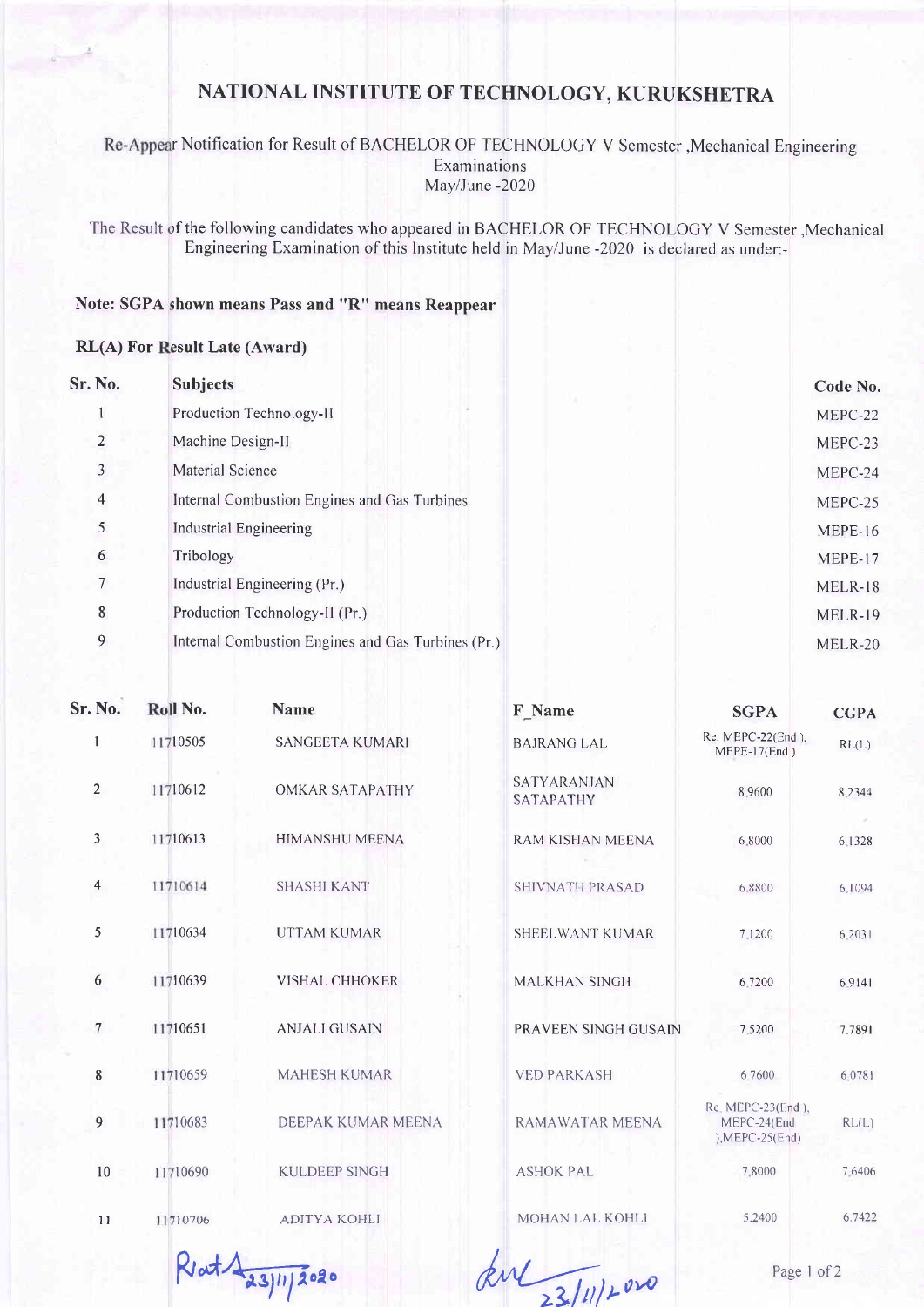# NATIONAL INSTITUTE OF TECHNOLOGY, KURUKSHETRA

Re-Appear Notification for Result of BACHELOR OF TECHNOLOGY V Semester ,Mechanical Engineering Examinations
May/June -2020

The Result of the following candidates who appeared in BACHELOR OF TECHNOLOGY V Semester ,Mechanical Engineering Examination of this Institute held in May/June -2020 is declared as under:-

**Note: SGPA shown means Pass and "R" means Reappear**

**RL(A) For Result Late (Award)**

| Sr. No. | Subjects | Code No. |
|---|---|---|
| 1 | Production Technology-II | MEPC-22 |
| 2 | Machine Design-II | MEPC-23 |
| 3 | Material Science | MEPC-24 |
| 4 | Internal Combustion Engines and Gas Turbines | MEPC-25 |
| 5 | Industrial Engineering | MEPE-16 |
| 6 | Tribology | MEPE-17 |
| 7 | Industrial Engineering (Pr.) | MELR-18 |
| 8 | Production Technology-II (Pr.) | MELR-19 |
| 9 | Internal Combustion Engines and Gas Turbines (Pr.) | MELR-20 |

| Sr. No. | Roll No. | Name | F_Name | SGPA | CGPA |
|---|---|---|---|---|---|
| 1 | 11710505 | SANGEETA KUMARI | BAJRANG LAL | Re. MEPC-22(End ), MEPE-17(End ) | RL(L) |
| 2 | 11710612 | OMKAR SATAPATHY | SATYARANJAN SATAPATHY | 8.9600 | 8.2344 |
| 3 | 11710613 | HIMANSHU MEENA | RAM KISHAN MEENA | 6.8000 | 6.1328 |
| 4 | 11710614 | SHASHI KANT | SHIVNATH PRASAD | 6.8800 | 6.1094 |
| 5 | 11710634 | UTTAM KUMAR | SHEELWANT KUMAR | 7.1200 | 6.2031 |
| 6 | 11710639 | VISHAL CHHOKER | MALKHAN SINGH | 6.7200 | 6.9141 |
| 7 | 11710651 | ANJALI GUSAIN | PRAVEEN SINGH GUSAIN | 7.5200 | 7.7891 |
| 8 | 11710659 | MAHESH KUMAR | VED PARKASH | 6.7600 | 6.0781 |
| 9 | 11710683 | DEEPAK KUMAR MEENA | RAMAWATAR MEENA | Re. MEPC-23(End ), MEPC-24(End ),MEPC-25(End) | RL(L) |
| 10 | 11710690 | KULDEEP SINGH | ASHOK PAL | 7.8000 | 7.6406 |
| 11 | 11710706 | ADITYA KOHLI | MOHAN LAL KOHLI | 5.2400 | 6.7422 |

Rsat 23/11/2020 &nbsp;&nbsp;&nbsp;&nbsp; 23/11/2020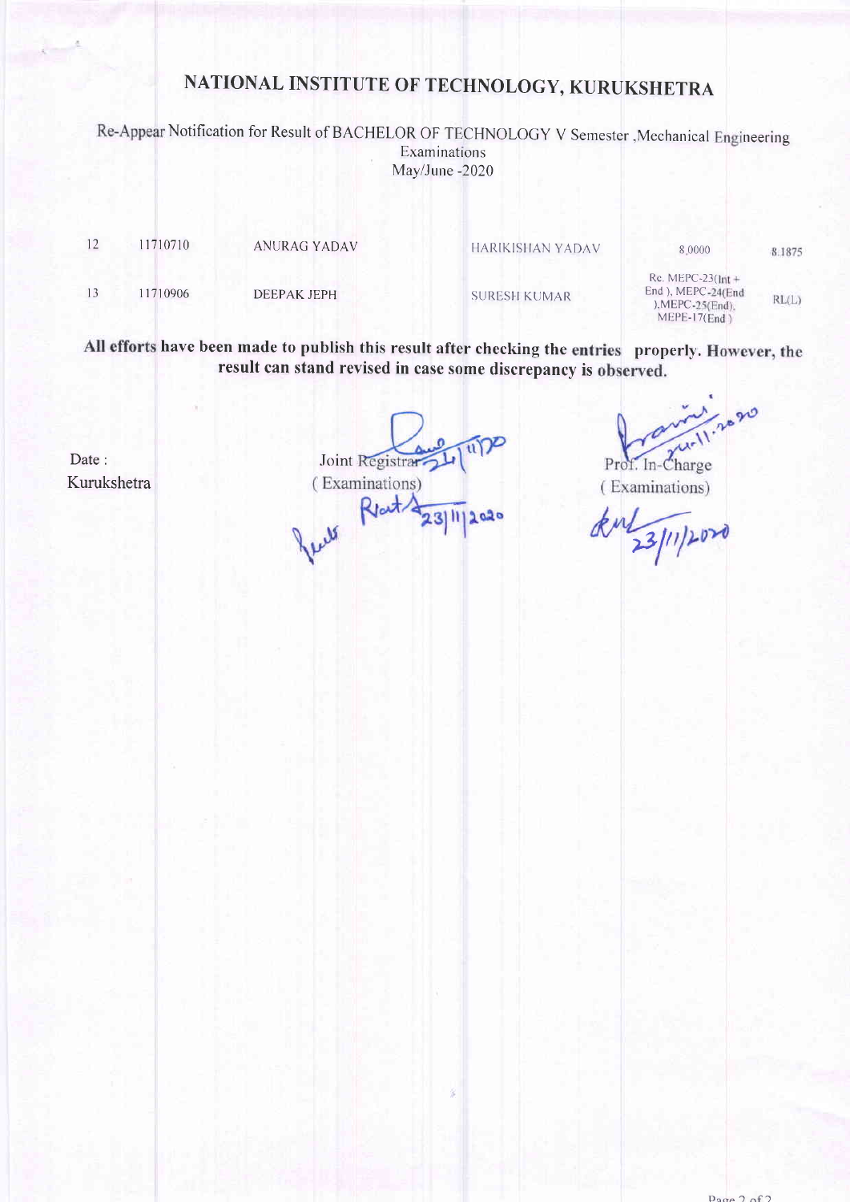# NATIONAL INSTITUTE OF TECHNOLOGY, KURUKSHETRA

Re-Appear Notification for Result of BACHELOR OF TECHNOLOGY V Semester ,Mechanical Engineering Examinations May/June -2020

| | | | | | |
|---|---|---|---|---|---|
| 12 | 11710710 | ANURAG YADAV | HARIKISHAN YADAV | 8.0000 | 8.1875 |
| 13 | 11710906 | DEEPAK JEPH | SURESH KUMAR | Re. MEPC-23(Int + End ), MEPC-24(End ),MEPC-25(End), MEPE-17(End ) | RL(L) |

**All efforts have been made to publish this result after checking the entries properly. However, the result can stand revised in case some discrepancy is observed.**

Date :
Kurukshetra

Joint Registrar 24/11/20
( Examinations)
23/11/2020

Prof. In-Charge 24.11.2020
( Examinations)
23/11/2020